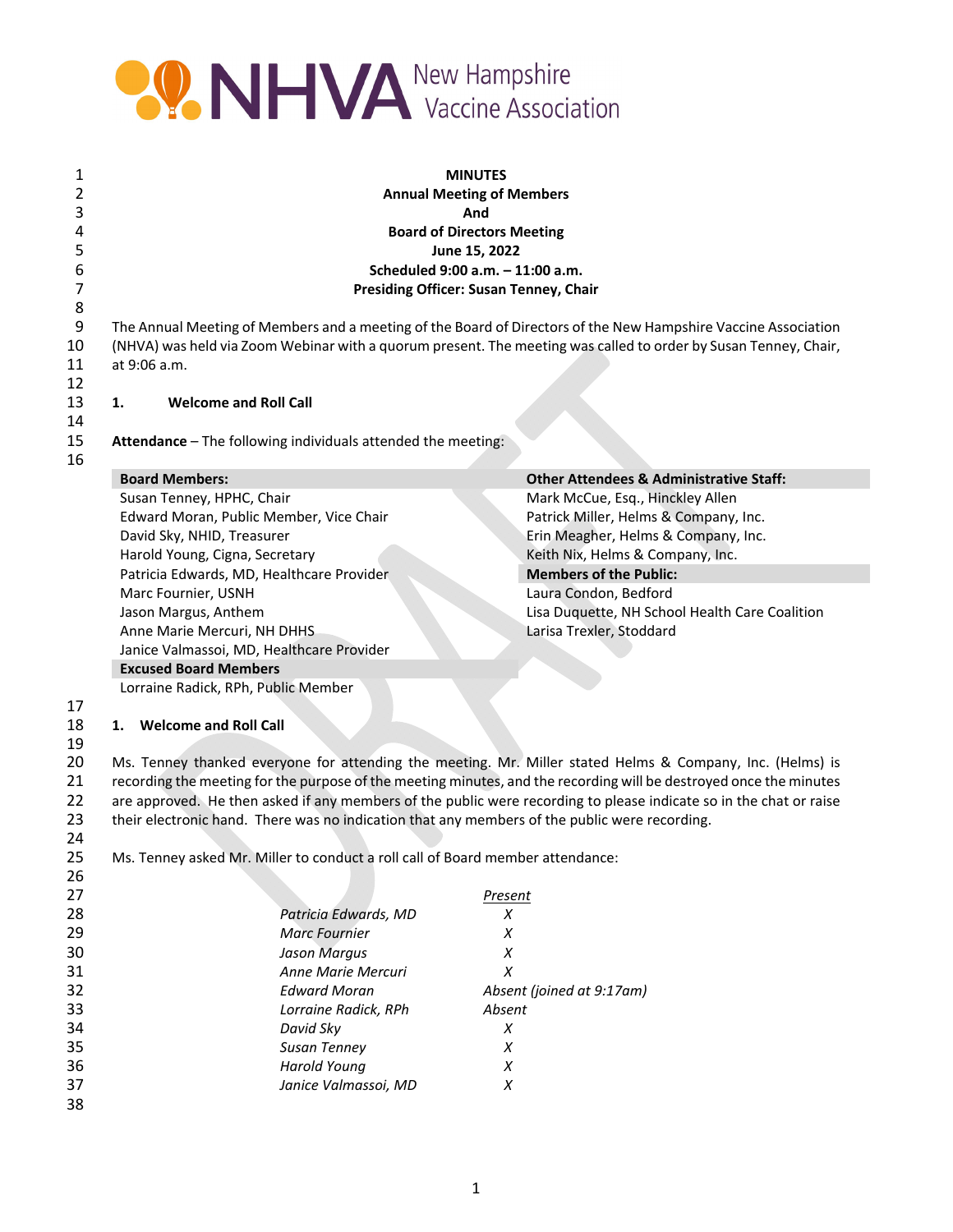**MINUTES**
**Annual Meeting of Members**
**And**
**Board of Directors Meeting**
**June 15, 2022**
**Scheduled 9:00 a.m. – 11:00 a.m.**
**Presiding Officer: Susan Tenney, Chair**

The Annual Meeting of Members and a meeting of the Board of Directors of the New Hampshire Vaccine Association (NHVA) was held via Zoom Webinar with a quorum present. The meeting was called to order by Susan Tenney, Chair, at 9:06 a.m.

## 1. Welcome and Roll Call

**Attendance** – The following individuals attended the meeting:

| **Board Members:** | **Other Attendees & Administrative Staff:** |
|---|---|
| Susan Tenney, HPHC, Chair | Mark McCue, Esq., Hinckley Allen |
| Edward Moran, Public Member, Vice Chair | Patrick Miller, Helms & Company, Inc. |
| David Sky, NHID, Treasurer | Erin Meagher, Helms & Company, Inc. |
| Harold Young, Cigna, Secretary | Keith Nix, Helms & Company, Inc. |
| Patricia Edwards, MD, Healthcare Provider | **Members of the Public:** |
| Marc Fournier, USNH | Laura Condon, Bedford |
| Jason Margus, Anthem | Lisa Duquette, NH School Health Care Coalition |
| Anne Marie Mercuri, NH DHHS | Larisa Trexler, Stoddard |
| Janice Valmassoi, MD, Healthcare Provider | |
| **Excused Board Members** | |
| Lorraine Radick, RPh, Public Member | |

## 1. Welcome and Roll Call

Ms. Tenney thanked everyone for attending the meeting. Mr. Miller stated Helms & Company, Inc. (Helms) is recording the meeting for the purpose of the meeting minutes, and the recording will be destroyed once the minutes are approved. He then asked if any members of the public were recording to please indicate so in the chat or raise their electronic hand. There was no indication that any members of the public were recording.

Ms. Tenney asked Mr. Miller to conduct a roll call of Board member attendance:

| | *Present* |
|---|---|
| *Patricia Edwards, MD* | *X* |
| *Marc Fournier* | *X* |
| *Jason Margus* | *X* |
| *Anne Marie Mercuri* | *X* |
| *Edward Moran* | *Absent (joined at 9:17am)* |
| *Lorraine Radick, RPh* | *Absent* |
| *David Sky* | *X* |
| *Susan Tenney* | *X* |
| *Harold Young* | *X* |
| *Janice Valmassoi, MD* | *X* |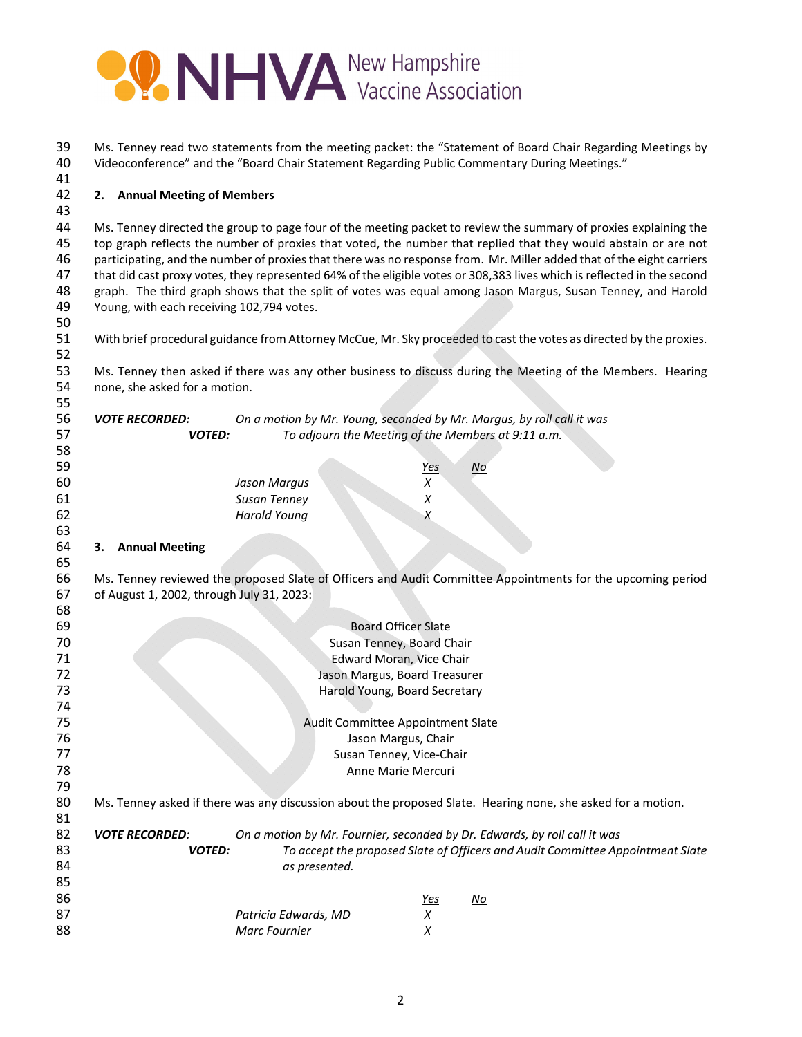Ms. Tenney read two statements from the meeting packet: the "Statement of Board Chair Regarding Meetings by Videoconference" and the "Board Chair Statement Regarding Public Commentary During Meetings."

**2. Annual Meeting of Members**

Ms. Tenney directed the group to page four of the meeting packet to review the summary of proxies explaining the top graph reflects the number of proxies that voted, the number that replied that they would abstain or are not participating, and the number of proxies that there was no response from. Mr. Miller added that of the eight carriers that did cast proxy votes, they represented 64% of the eligible votes or 308,383 lives which is reflected in the second graph. The third graph shows that the split of votes was equal among Jason Margus, Susan Tenney, and Harold Young, with each receiving 102,794 votes.

With brief procedural guidance from Attorney McCue, Mr. Sky proceeded to cast the votes as directed by the proxies.

Ms. Tenney then asked if there was any other business to discuss during the Meeting of the Members. Hearing none, she asked for a motion.

***VOTE RECORDED:*** *On a motion by Mr. Young, seconded by Mr. Margus, by roll call it was*

***VOTED:*** *To adjourn the Meeting of the Members at 9:11 a.m.*

| | *Yes* | *No* |
|---|---|---|
| *Jason Margus* | *X* | |
| *Susan Tenney* | *X* | |
| *Harold Young* | *X* | |

**3. Annual Meeting**

Ms. Tenney reviewed the proposed Slate of Officers and Audit Committee Appointments for the upcoming period of August 1, 2002, through July 31, 2023:

Board Officer Slate
Susan Tenney, Board Chair
Edward Moran, Vice Chair
Jason Margus, Board Treasurer
Harold Young, Board Secretary

Audit Committee Appointment Slate
Jason Margus, Chair
Susan Tenney, Vice-Chair
Anne Marie Mercuri

Ms. Tenney asked if there was any discussion about the proposed Slate. Hearing none, she asked for a motion.

***VOTE RECORDED:*** *On a motion by Mr. Fournier, seconded by Dr. Edwards, by roll call it was*

***VOTED:*** *To accept the proposed Slate of Officers and Audit Committee Appointment Slate as presented.*

| | *Yes* | *No* |
|---|---|---|
| *Patricia Edwards, MD* | *X* | |
| *Marc Fournier* | *X* | |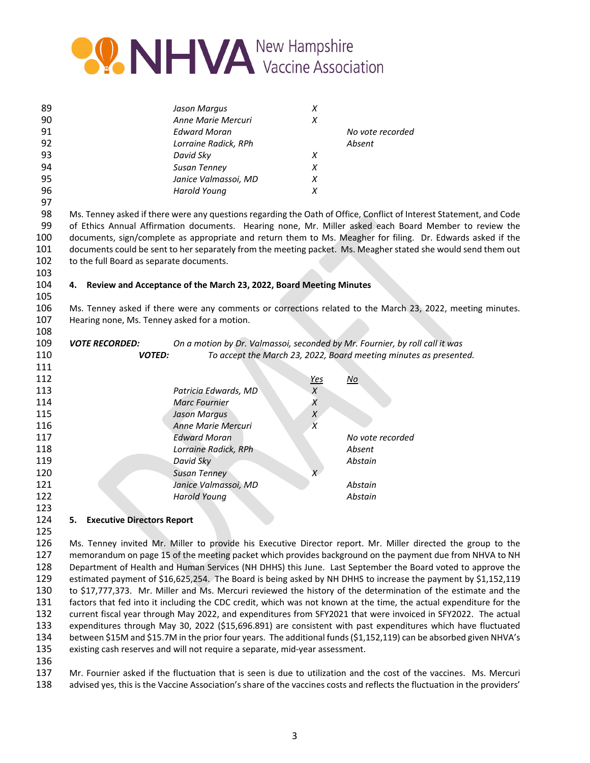| | | |
|---|---|---|
| *Jason Margus* | *X* | |
| *Anne Marie Mercuri* | *X* | |
| *Edward Moran* | | *No vote recorded* |
| *Lorraine Radick, RPh* | | *Absent* |
| *David Sky* | *X* | |
| *Susan Tenney* | *X* | |
| *Janice Valmassoi, MD* | *X* | |
| *Harold Young* | *X* | |

Ms. Tenney asked if there were any questions regarding the Oath of Office, Conflict of Interest Statement, and Code of Ethics Annual Affirmation documents. Hearing none, Mr. Miller asked each Board Member to review the documents, sign/complete as appropriate and return them to Ms. Meagher for filing. Dr. Edwards asked if the documents could be sent to her separately from the meeting packet. Ms. Meagher stated she would send them out to the full Board as separate documents.

**4. Review and Acceptance of the March 23, 2022, Board Meeting Minutes**

Ms. Tenney asked if there were any comments or corrections related to the March 23, 2022, meeting minutes. Hearing none, Ms. Tenney asked for a motion.

***VOTE RECORDED:*** *On a motion by Dr. Valmassoi, seconded by Mr. Fournier, by roll call it was*
***VOTED:*** *To accept the March 23, 2022, Board meeting minutes as presented.*

| | *Yes* | *No* |
|---|---|---|
| *Patricia Edwards, MD* | *X* | |
| *Marc Fournier* | *X* | |
| *Jason Margus* | *X* | |
| *Anne Marie Mercuri* | *X* | |
| *Edward Moran* | | *No vote recorded* |
| *Lorraine Radick, RPh* | | *Absent* |
| *David Sky* | | *Abstain* |
| *Susan Tenney* | *X* | |
| *Janice Valmassoi, MD* | | *Abstain* |
| *Harold Young* | | *Abstain* |

**5. Executive Directors Report**

Ms. Tenney invited Mr. Miller to provide his Executive Director report. Mr. Miller directed the group to the memorandum on page 15 of the meeting packet which provides background on the payment due from NHVA to NH Department of Health and Human Services (NH DHHS) this June. Last September the Board voted to approve the estimated payment of $16,625,254. The Board is being asked by NH DHHS to increase the payment by $1,152,119 to $17,777,373. Mr. Miller and Ms. Mercuri reviewed the history of the determination of the estimate and the factors that fed into it including the CDC credit, which was not known at the time, the actual expenditure for the current fiscal year through May 2022, and expenditures from SFY2021 that were invoiced in SFY2022. The actual expenditures through May 30, 2022 ($15,696.891) are consistent with past expenditures which have fluctuated between $15M and $15.7M in the prior four years. The additional funds ($1,152,119) can be absorbed given NHVA's existing cash reserves and will not require a separate, mid-year assessment.

Mr. Fournier asked if the fluctuation that is seen is due to utilization and the cost of the vaccines. Ms. Mercuri advised yes, this is the Vaccine Association's share of the vaccines costs and reflects the fluctuation in the providers'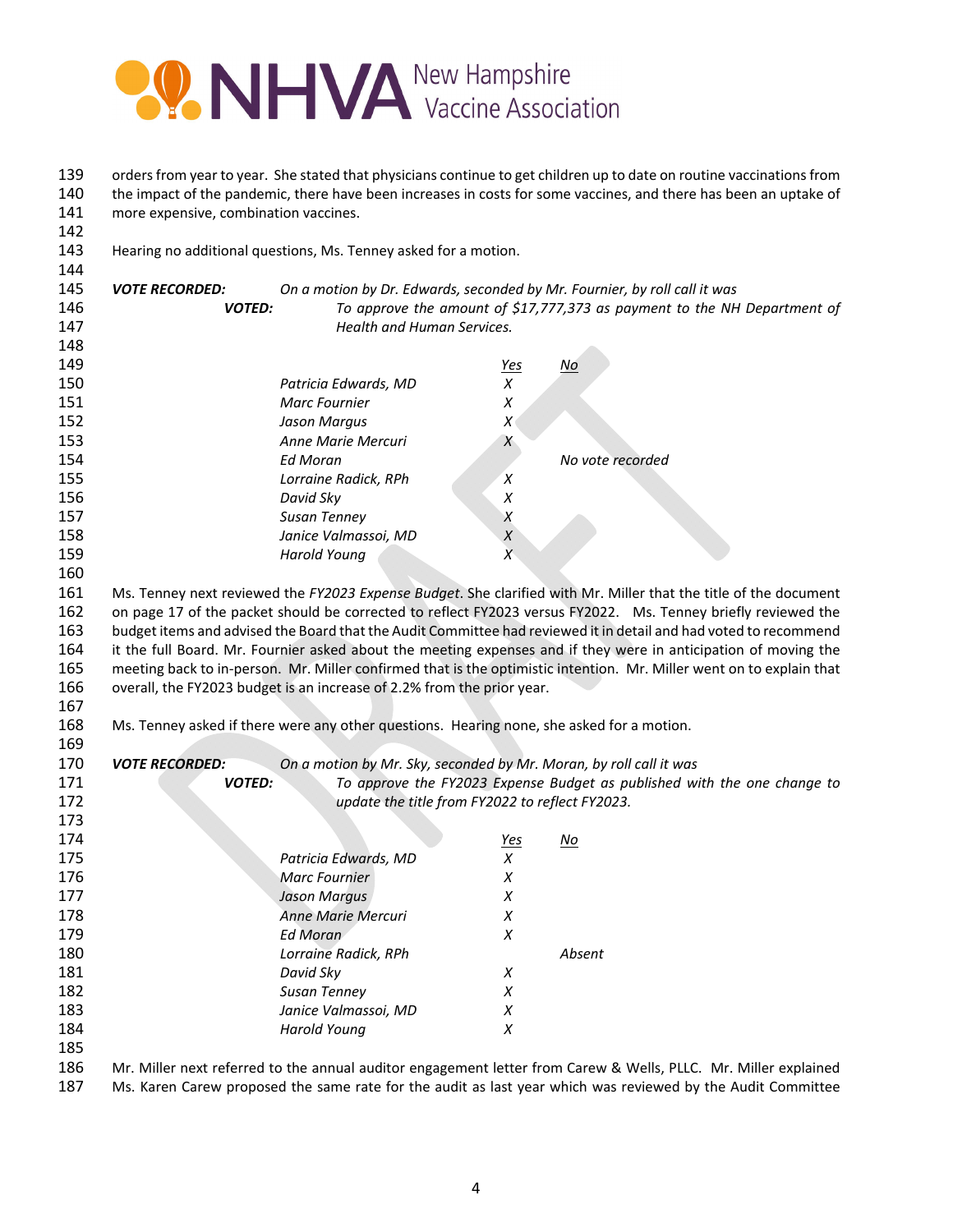orders from year to year. She stated that physicians continue to get children up to date on routine vaccinations from the impact of the pandemic, there have been increases in costs for some vaccines, and there has been an uptake of more expensive, combination vaccines.

Hearing no additional questions, Ms. Tenney asked for a motion.

***VOTE RECORDED:*** *On a motion by Dr. Edwards, seconded by Mr. Fournier, by roll call it was*
***VOTED:*** *To approve the amount of $17,777,373 as payment to the NH Department of Health and Human Services.*

| | *Yes* | *No* |
|---|---|---|
| *Patricia Edwards, MD* | *X* | |
| *Marc Fournier* | *X* | |
| *Jason Margus* | *X* | |
| *Anne Marie Mercuri* | *X* | |
| *Ed Moran* | | *No vote recorded* |
| *Lorraine Radick, RPh* | *X* | |
| *David Sky* | *X* | |
| *Susan Tenney* | *X* | |
| *Janice Valmassoi, MD* | *X* | |
| *Harold Young* | *X* | |

Ms. Tenney next reviewed the *FY2023 Expense Budget*. She clarified with Mr. Miller that the title of the document on page 17 of the packet should be corrected to reflect FY2023 versus FY2022. Ms. Tenney briefly reviewed the budget items and advised the Board that the Audit Committee had reviewed it in detail and had voted to recommend it the full Board. Mr. Fournier asked about the meeting expenses and if they were in anticipation of moving the meeting back to in-person. Mr. Miller confirmed that is the optimistic intention. Mr. Miller went on to explain that overall, the FY2023 budget is an increase of 2.2% from the prior year.

Ms. Tenney asked if there were any other questions. Hearing none, she asked for a motion.

***VOTE RECORDED:*** *On a motion by Mr. Sky, seconded by Mr. Moran, by roll call it was*
***VOTED:*** *To approve the FY2023 Expense Budget as published with the one change to update the title from FY2022 to reflect FY2023.*

| | *Yes* | *No* |
|---|---|---|
| *Patricia Edwards, MD* | *X* | |
| *Marc Fournier* | *X* | |
| *Jason Margus* | *X* | |
| *Anne Marie Mercuri* | *X* | |
| *Ed Moran* | *X* | |
| *Lorraine Radick, RPh* | | *Absent* |
| *David Sky* | *X* | |
| *Susan Tenney* | *X* | |
| *Janice Valmassoi, MD* | *X* | |
| *Harold Young* | *X* | |

Mr. Miller next referred to the annual auditor engagement letter from Carew & Wells, PLLC. Mr. Miller explained Ms. Karen Carew proposed the same rate for the audit as last year which was reviewed by the Audit Committee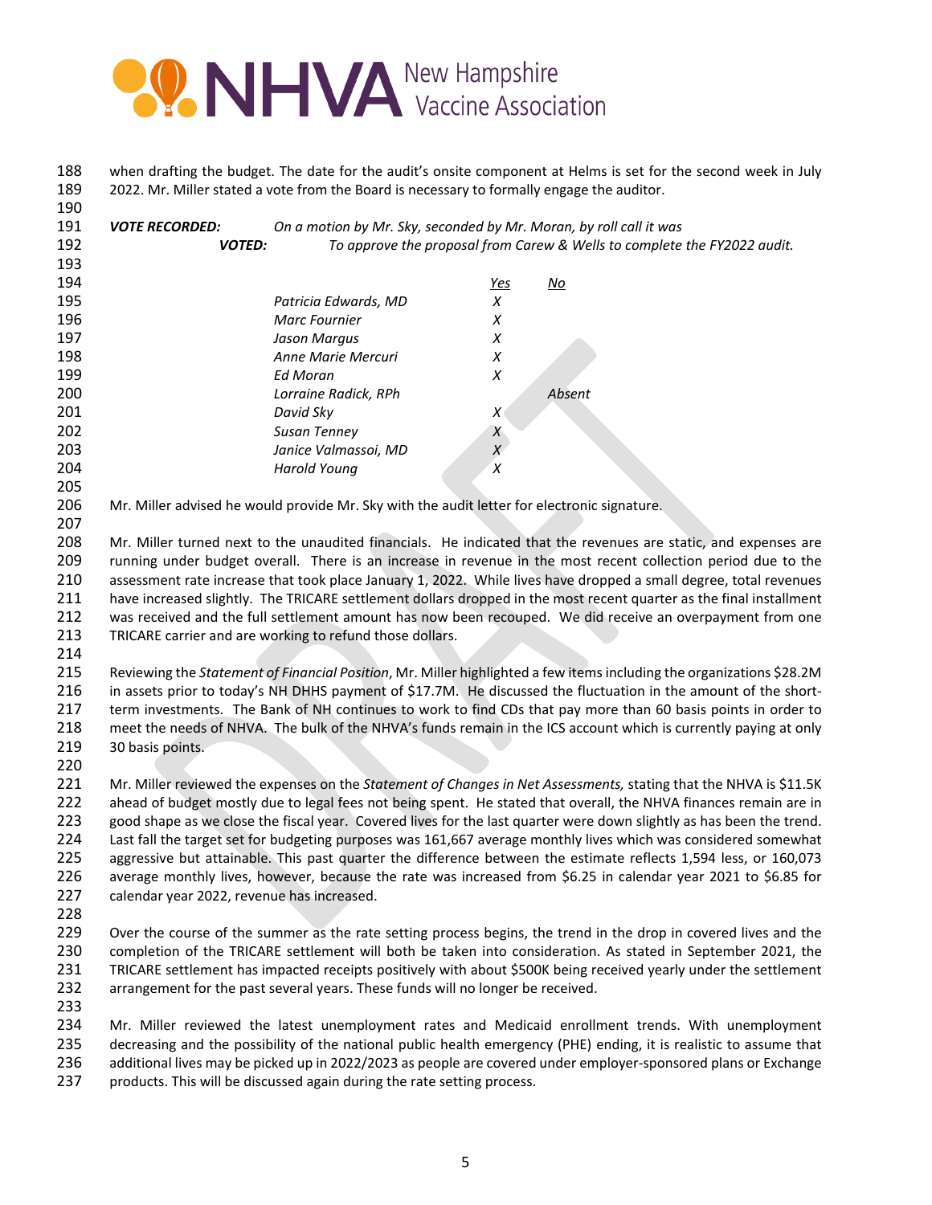when drafting the budget. The date for the audit's onsite component at Helms is set for the second week in July 2022. Mr. Miller stated a vote from the Board is necessary to formally engage the auditor.

***VOTE RECORDED:*** *On a motion by Mr. Sky, seconded by Mr. Moran, by roll call it was*

***VOTED:*** *To approve the proposal from Carew & Wells to complete the FY2022 audit.*

| | Yes | No |
|---|---|---|
| *Patricia Edwards, MD* | *X* | |
| *Marc Fournier* | *X* | |
| *Jason Margus* | *X* | |
| *Anne Marie Mercuri* | *X* | |
| *Ed Moran* | *X* | |
| *Lorraine Radick, RPh* | | *Absent* |
| *David Sky* | *X* | |
| *Susan Tenney* | *X* | |
| *Janice Valmassoi, MD* | *X* | |
| *Harold Young* | *X* | |

Mr. Miller advised he would provide Mr. Sky with the audit letter for electronic signature.

Mr. Miller turned next to the unaudited financials. He indicated that the revenues are static, and expenses are running under budget overall. There is an increase in revenue in the most recent collection period due to the assessment rate increase that took place January 1, 2022. While lives have dropped a small degree, total revenues have increased slightly. The TRICARE settlement dollars dropped in the most recent quarter as the final installment was received and the full settlement amount has now been recouped. We did receive an overpayment from one TRICARE carrier and are working to refund those dollars.

Reviewing the *Statement of Financial Position*, Mr. Miller highlighted a few items including the organizations $28.2M in assets prior to today's NH DHHS payment of $17.7M. He discussed the fluctuation in the amount of the short-term investments. The Bank of NH continues to work to find CDs that pay more than 60 basis points in order to meet the needs of NHVA. The bulk of the NHVA's funds remain in the ICS account which is currently paying at only 30 basis points.

Mr. Miller reviewed the expenses on the *Statement of Changes in Net Assessments,* stating that the NHVA is $11.5K ahead of budget mostly due to legal fees not being spent. He stated that overall, the NHVA finances remain are in good shape as we close the fiscal year. Covered lives for the last quarter were down slightly as has been the trend. Last fall the target set for budgeting purposes was 161,667 average monthly lives which was considered somewhat aggressive but attainable. This past quarter the difference between the estimate reflects 1,594 less, or 160,073 average monthly lives, however, because the rate was increased from $6.25 in calendar year 2021 to $6.85 for calendar year 2022, revenue has increased.

Over the course of the summer as the rate setting process begins, the trend in the drop in covered lives and the completion of the TRICARE settlement will both be taken into consideration. As stated in September 2021, the TRICARE settlement has impacted receipts positively with about $500K being received yearly under the settlement arrangement for the past several years. These funds will no longer be received.

Mr. Miller reviewed the latest unemployment rates and Medicaid enrollment trends. With unemployment decreasing and the possibility of the national public health emergency (PHE) ending, it is realistic to assume that additional lives may be picked up in 2022/2023 as people are covered under employer-sponsored plans or Exchange products. This will be discussed again during the rate setting process.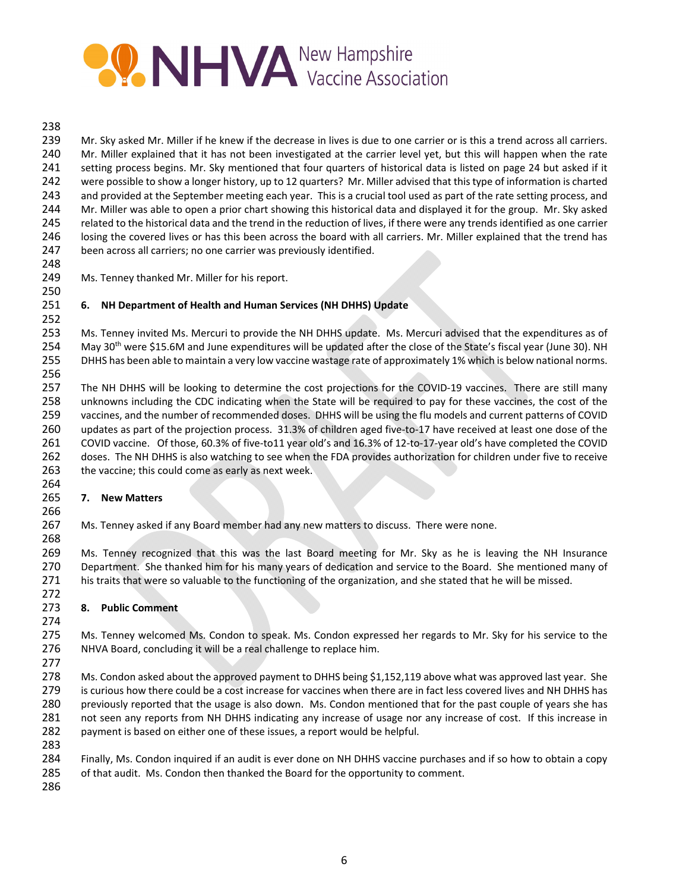Mr. Sky asked Mr. Miller if he knew if the decrease in lives is due to one carrier or is this a trend across all carriers. Mr. Miller explained that it has not been investigated at the carrier level yet, but this will happen when the rate setting process begins. Mr. Sky mentioned that four quarters of historical data is listed on page 24 but asked if it were possible to show a longer history, up to 12 quarters? Mr. Miller advised that this type of information is charted and provided at the September meeting each year. This is a crucial tool used as part of the rate setting process, and Mr. Miller was able to open a prior chart showing this historical data and displayed it for the group. Mr. Sky asked related to the historical data and the trend in the reduction of lives, if there were any trends identified as one carrier losing the covered lives or has this been across the board with all carriers. Mr. Miller explained that the trend has been across all carriers; no one carrier was previously identified.

Ms. Tenney thanked Mr. Miller for his report.

**6. NH Department of Health and Human Services (NH DHHS) Update**

Ms. Tenney invited Ms. Mercuri to provide the NH DHHS update. Ms. Mercuri advised that the expenditures as of May 30th were $15.6M and June expenditures will be updated after the close of the State's fiscal year (June 30). NH DHHS has been able to maintain a very low vaccine wastage rate of approximately 1% which is below national norms.

The NH DHHS will be looking to determine the cost projections for the COVID-19 vaccines. There are still many unknowns including the CDC indicating when the State will be required to pay for these vaccines, the cost of the vaccines, and the number of recommended doses. DHHS will be using the flu models and current patterns of COVID updates as part of the projection process. 31.3% of children aged five-to-17 have received at least one dose of the COVID vaccine. Of those, 60.3% of five-to11 year old's and 16.3% of 12-to-17-year old's have completed the COVID doses. The NH DHHS is also watching to see when the FDA provides authorization for children under five to receive the vaccine; this could come as early as next week.

**7. New Matters**

Ms. Tenney asked if any Board member had any new matters to discuss. There were none.

Ms. Tenney recognized that this was the last Board meeting for Mr. Sky as he is leaving the NH Insurance Department. She thanked him for his many years of dedication and service to the Board. She mentioned many of his traits that were so valuable to the functioning of the organization, and she stated that he will be missed.

**8. Public Comment**

Ms. Tenney welcomed Ms. Condon to speak. Ms. Condon expressed her regards to Mr. Sky for his service to the NHVA Board, concluding it will be a real challenge to replace him.

Ms. Condon asked about the approved payment to DHHS being $1,152,119 above what was approved last year. She is curious how there could be a cost increase for vaccines when there are in fact less covered lives and NH DHHS has previously reported that the usage is also down. Ms. Condon mentioned that for the past couple of years she has not seen any reports from NH DHHS indicating any increase of usage nor any increase of cost. If this increase in payment is based on either one of these issues, a report would be helpful.

Finally, Ms. Condon inquired if an audit is ever done on NH DHHS vaccine purchases and if so how to obtain a copy of that audit. Ms. Condon then thanked the Board for the opportunity to comment.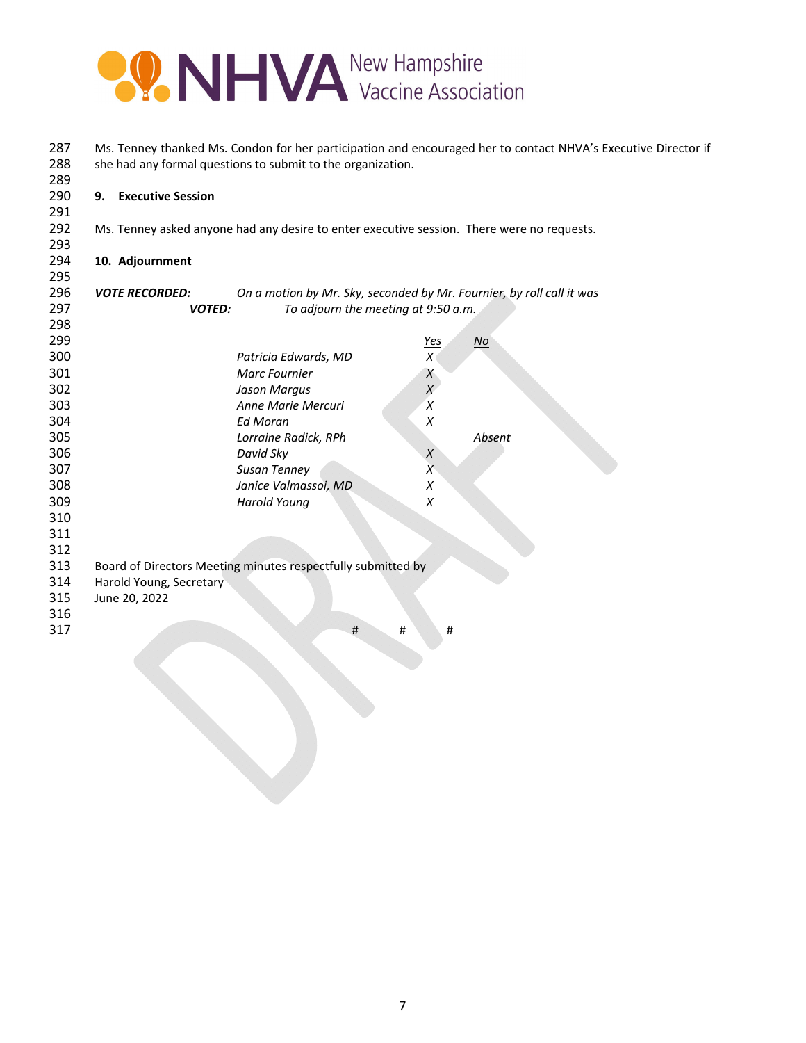Ms. Tenney thanked Ms. Condon for her participation and encouraged her to contact NHVA's Executive Director if she had any formal questions to submit to the organization.

## 9. Executive Session

Ms. Tenney asked anyone had any desire to enter executive session. There were no requests.

## 10. Adjournment

***VOTE RECORDED:*** *On a motion by Mr. Sky, seconded by Mr. Fournier, by roll call it was*

***VOTED:*** *To adjourn the meeting at 9:50 a.m.*

| | *Yes* | *No* |
|---|---|---|
| *Patricia Edwards, MD* | *X* | |
| *Marc Fournier* | *X* | |
| *Jason Margus* | *X* | |
| *Anne Marie Mercuri* | *X* | |
| *Ed Moran* | *X* | |
| *Lorraine Radick, RPh* | | *Absent* |
| *David Sky* | *X* | |
| *Susan Tenney* | *X* | |
| *Janice Valmassoi, MD* | *X* | |
| *Harold Young* | *X* | |

Board of Directors Meeting minutes respectfully submitted by
Harold Young, Secretary
June 20, 2022

# # #